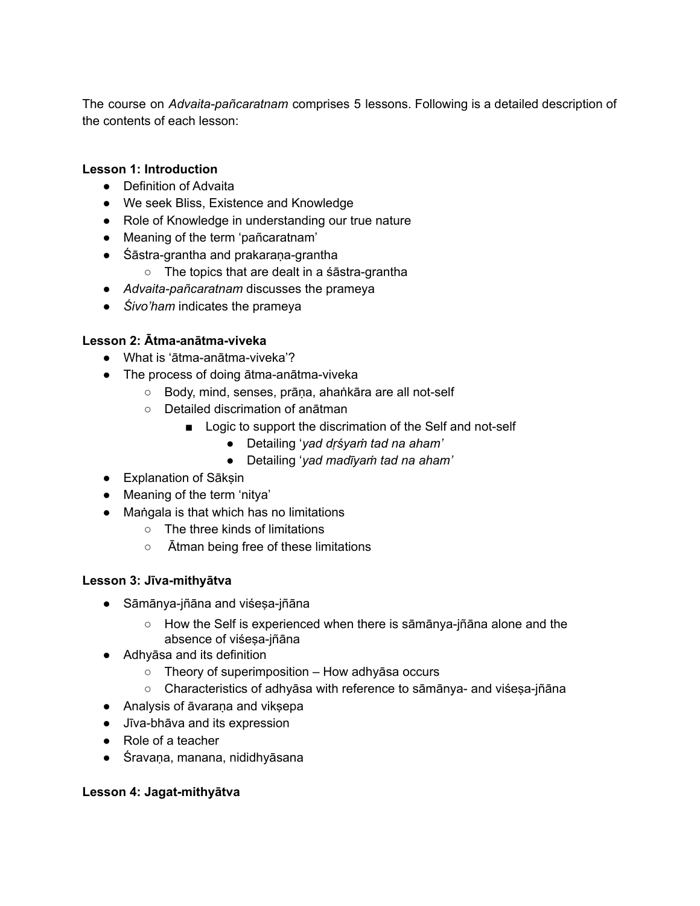The course on *Advaita-pañcaratnam* comprises 5 lessons. Following is a detailed description of the contents of each lesson:

**Lesson 1: Introduction**

- Definition of Advaita
- We seek Bliss, Existence and Knowledge
- Role of Knowledge in understanding our true nature
- Meaning of the term 'pañcaratnam'
- Śāstra-grantha and prakaraṇa-grantha
    - The topics that are dealt in a śāstra-grantha
- *Advaita-pañcaratnam* discusses the prameya
- *Śivo'ham* indicates the prameya

**Lesson 2: Ātma-anātma-viveka**

- What is 'ātma-anātma-viveka'?
- The process of doing ātma-anātma-viveka
    - Body, mind, senses, prāṇa, ahaṅkāra are all not-self
    - Detailed discrimation of anātman
        - Logic to support the discrimation of the Self and not-self
            - Detailing '*yad dṛśyaṁ tad na aham'*
            - Detailing '*yad madīyaṁ tad na aham'*
- Explanation of Sākṣin
- Meaning of the term 'nitya'
- Maṅgala is that which has no limitations
    - The three kinds of limitations
    - Ātman being free of these limitations

**Lesson 3: Jīva-mithyātva**

- Sāmānya-jñāna and viśeṣa-jñāna
    - How the Self is experienced when there is sāmānya-jñāna alone and the absence of viśeṣa-jñāna
- Adhyāsa and its definition
    - Theory of superimposition – How adhyāsa occurs
    - Characteristics of adhyāsa with reference to sāmānya- and viśeṣa-jñāna
- Analysis of āvaraṇa and vikṣepa
- Jīva-bhāva and its expression
- Role of a teacher
- Śravaṇa, manana, nididhyāsana

**Lesson 4: Jagat-mithyātva**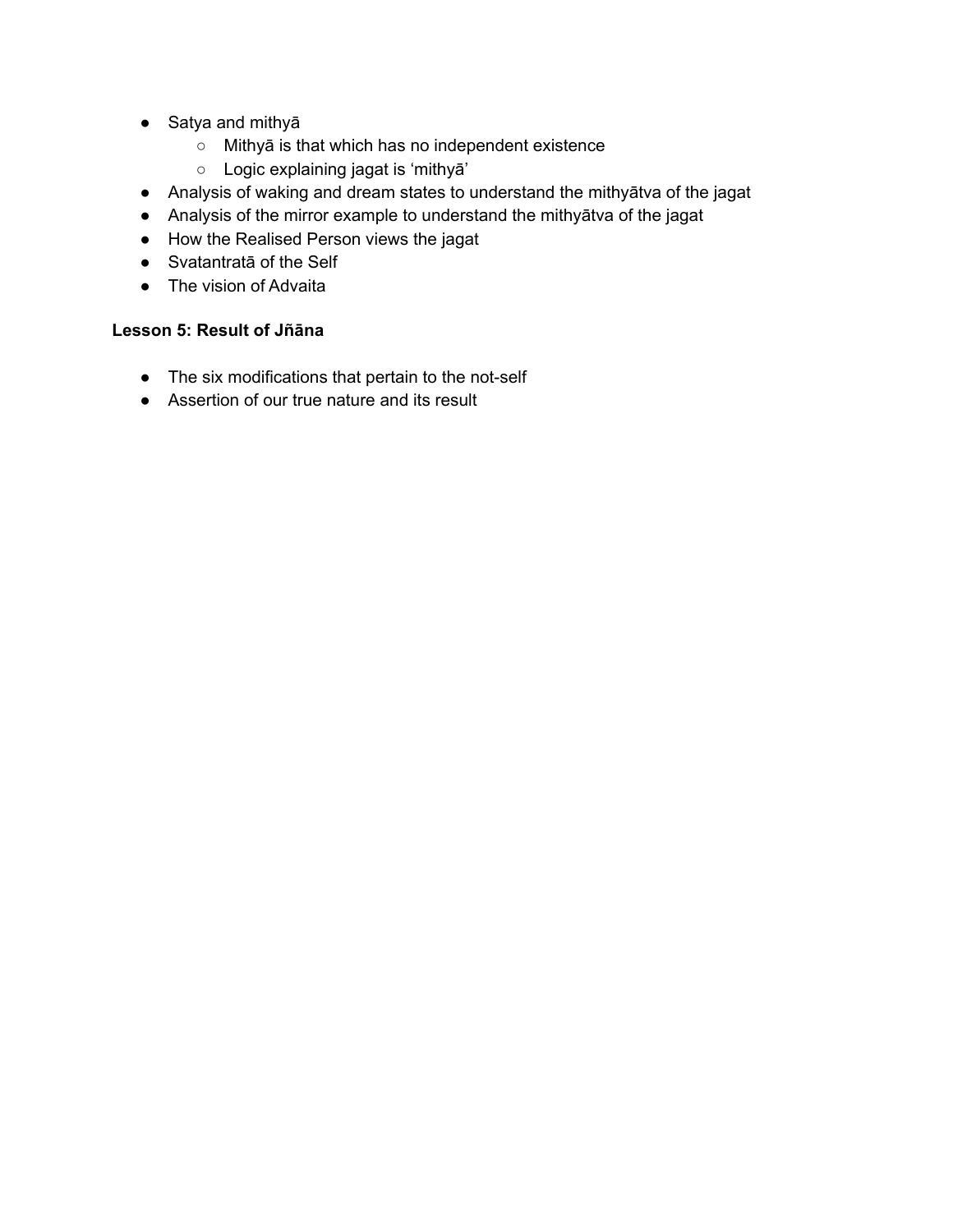- Satya and mithyā
  - Mithyā is that which has no independent existence
  - Logic explaining jagat is 'mithyā'
- Analysis of waking and dream states to understand the mithyātva of the jagat
- Analysis of the mirror example to understand the mithyātva of the jagat
- How the Realised Person views the jagat
- Svatantratā of the Self
- The vision of Advaita

**Lesson 5: Result of Jñāna**

- The six modifications that pertain to the not-self
- Assertion of our true nature and its result